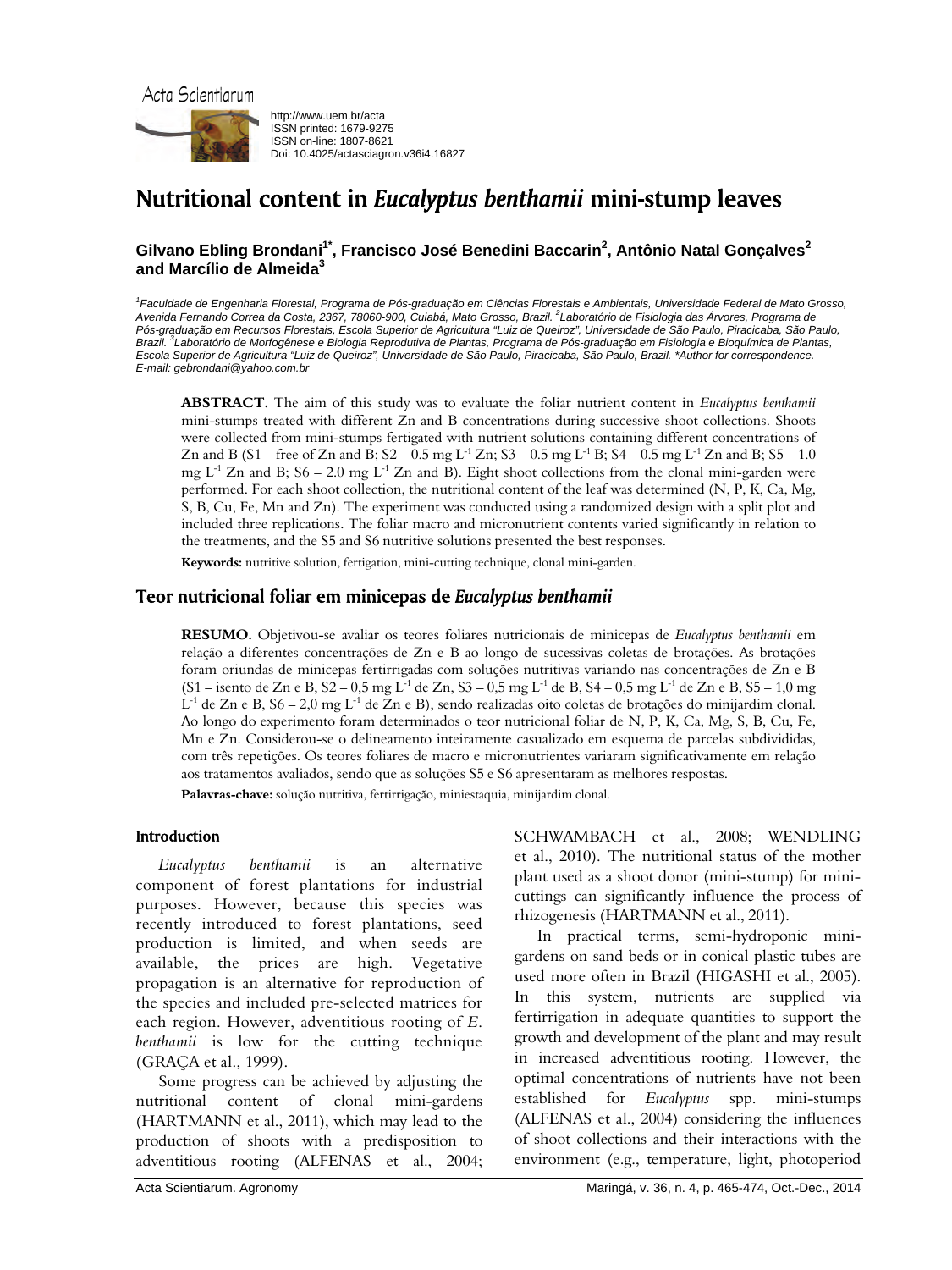http://www.uem.br/acta
ISSN printed: 1679-9275
ISSN on-line: 1807-8621
Doi: 10.4025/actasciagron.v36i4.16827

# Nutritional content in *Eucalyptus benthamii* mini-stump leaves

**Gilvano Ebling Brondani[1*], Francisco José Benedini Baccarin[2], Antônio Natal Gonçalves[2] and Marcílio de Almeida[3]**

*[1]Faculdade de Engenharia Florestal, Programa de Pós-graduação em Ciências Florestais e Ambientais, Universidade Federal de Mato Grosso, Avenida Fernando Correa da Costa, 2367, 78060-900, Cuiabá, Mato Grosso, Brazil. [2]Laboratório de Fisiologia das Árvores, Programa de Pós-graduação em Recursos Florestais, Escola Superior de Agricultura "Luiz de Queiroz", Universidade de São Paulo, Piracicaba, São Paulo, Brazil. [3]Laboratório de Morfogênese e Biologia Reprodutiva de Plantas, Programa de Pós-graduação em Fisiologia e Bioquímica de Plantas, Escola Superior de Agricultura "Luiz de Queiroz", Universidade de São Paulo, Piracicaba, São Paulo, Brazil. *Author for correspondence. E-mail: gebrondani@yahoo.com.br*

**ABSTRACT.** The aim of this study was to evaluate the foliar nutrient content in *Eucalyptus benthamii* mini-stumps treated with different Zn and B concentrations during successive shoot collections. Shoots were collected from mini-stumps fertigated with nutrient solutions containing different concentrations of Zn and B (S1 – free of Zn and B; S2 – 0.5 mg $L^{-1}$ Zn; S3 – 0.5 mg $L^{-1}$ B; S4 – 0.5 mg $L^{-1}$ Zn and B; S5 – 1.0 mg $L^{-1}$ Zn and B; S6 – 2.0 mg $L^{-1}$ Zn and B). Eight shoot collections from the clonal mini-garden were performed. For each shoot collection, the nutritional content of the leaf was determined (N, P, K, Ca, Mg, S, B, Cu, Fe, Mn and Zn). The experiment was conducted using a randomized design with a split plot and included three replications. The foliar macro and micronutrient contents varied significantly in relation to the treatments, and the S5 and S6 nutritive solutions presented the best responses.

**Keywords:** nutritive solution, fertigation, mini-cutting technique, clonal mini-garden.

## Teor nutricional foliar em minicepas de *Eucalyptus benthamii*

**RESUMO.** Objetivou-se avaliar os teores foliares nutricionais de minicepas de *Eucalyptus benthamii* em relação a diferentes concentrações de Zn e B ao longo de sucessivas coletas de brotações. As brotações foram oriundas de minicepas fertirrigadas com soluções nutritivas variando nas concentrações de Zn e B (S1 – isento de Zn e B, S2 – 0,5 mg $L^{-1}$ de Zn, S3 – 0,5 mg $L^{-1}$ de B, S4 – 0,5 mg $L^{-1}$ de Zn e B, S5 – 1,0 mg $L^{-1}$ de Zn e B, S6 – 2,0 mg $L^{-1}$ de Zn e B), sendo realizadas oito coletas de brotações do minijardim clonal. Ao longo do experimento foram determinados o teor nutricional foliar de N, P, K, Ca, Mg, S, B, Cu, Fe, Mn e Zn. Considerou-se o delineamento inteiramente casualizado em esquema de parcelas subdivididas, com três repetições. Os teores foliares de macro e micronutrientes variaram significativamente em relação aos tratamentos avaliados, sendo que as soluções S5 e S6 apresentaram as melhores respostas.

**Palavras-chave:** solução nutritiva, fertirrigação, miniestaquia, minijardim clonal.

## Introduction

*Eucalyptus benthamii* is an alternative component of forest plantations for industrial purposes. However, because this species was recently introduced to forest plantations, seed production is limited, and when seeds are available, the prices are high. Vegetative propagation is an alternative for reproduction of the species and included pre-selected matrices for each region. However, adventitious rooting of *E. benthamii* is low for the cutting technique (GRAÇA et al., 1999).

Some progress can be achieved by adjusting the nutritional content of clonal mini-gardens (HARTMANN et al., 2011), which may lead to the production of shoots with a predisposition to adventitious rooting (ALFENAS et al., 2004; SCHWAMBACH et al., 2008; WENDLING et al., 2010). The nutritional status of the mother plant used as a shoot donor (mini-stump) for mini-cuttings can significantly influence the process of rhizogenesis (HARTMANN et al., 2011).

In practical terms, semi-hydroponic mini-gardens on sand beds or in conical plastic tubes are used more often in Brazil (HIGASHI et al., 2005). In this system, nutrients are supplied via fertirrigation in adequate quantities to support the growth and development of the plant and may result in increased adventitious rooting. However, the optimal concentrations of nutrients have not been established for *Eucalyptus* spp. mini-stumps (ALFENAS et al., 2004) considering the influences of shoot collections and their interactions with the environment (e.g., temperature, light, photoperiod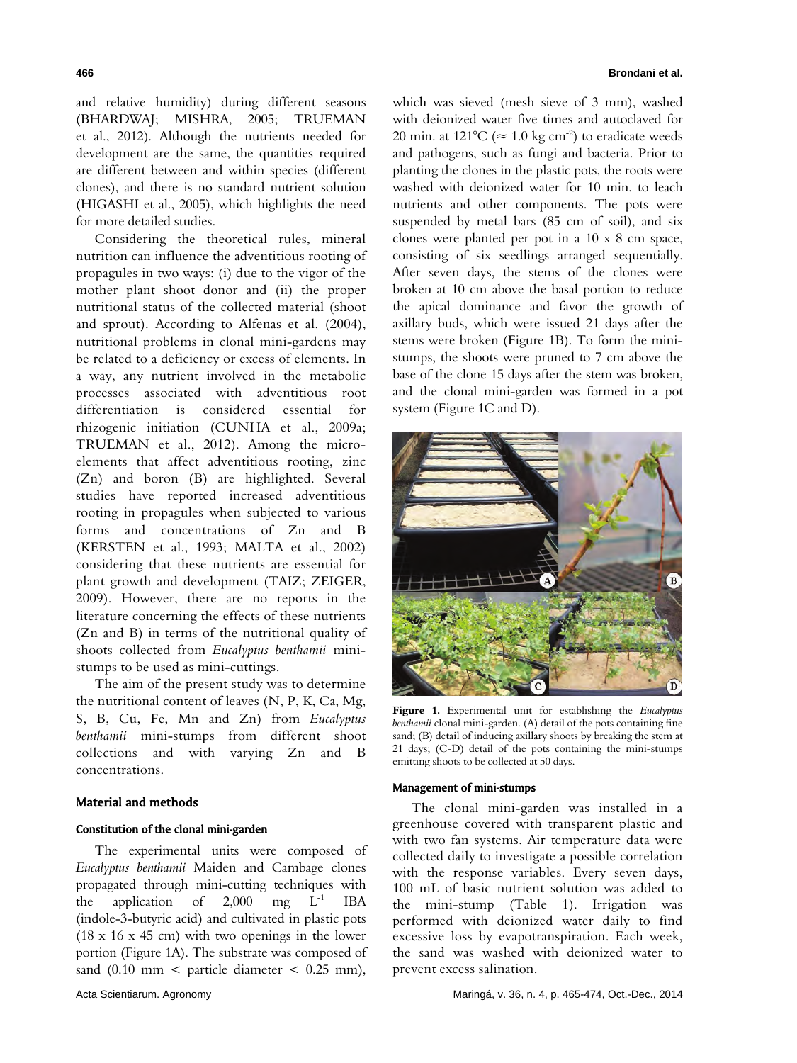and relative humidity) during different seasons (BHARDWAJ; MISHRA, 2005; TRUEMAN et al., 2012). Although the nutrients needed for development are the same, the quantities required are different between and within species (different clones), and there is no standard nutrient solution (HIGASHI et al., 2005), which highlights the need for more detailed studies.

Considering the theoretical rules, mineral nutrition can influence the adventitious rooting of propagules in two ways: (i) due to the vigor of the mother plant shoot donor and (ii) the proper nutritional status of the collected material (shoot and sprout). According to Alfenas et al. (2004), nutritional problems in clonal mini-gardens may be related to a deficiency or excess of elements. In a way, any nutrient involved in the metabolic processes associated with adventitious root differentiation is considered essential for rhizogenic initiation (CUNHA et al., 2009a; TRUEMAN et al., 2012). Among the micro-elements that affect adventitious rooting, zinc (Zn) and boron (B) are highlighted. Several studies have reported increased adventitious rooting in propagules when subjected to various forms and concentrations of Zn and B (KERSTEN et al., 1993; MALTA et al., 2002) considering that these nutrients are essential for plant growth and development (TAIZ; ZEIGER, 2009). However, there are no reports in the literature concerning the effects of these nutrients (Zn and B) in terms of the nutritional quality of shoots collected from *Eucalyptus benthamii* mini-stumps to be used as mini-cuttings.

The aim of the present study was to determine the nutritional content of leaves (N, P, K, Ca, Mg, S, B, Cu, Fe, Mn and Zn) from *Eucalyptus benthamii* mini-stumps from different shoot collections and with varying Zn and B concentrations.

## Material and methods

### Constitution of the clonal mini-garden

The experimental units were composed of *Eucalyptus benthamii* Maiden and Cambage clones propagated through mini-cutting techniques with the application of 2,000 mg $L^{-1}$ IBA (indole-3-butyric acid) and cultivated in plastic pots (18 x 16 x 45 cm) with two openings in the lower portion (Figure 1A). The substrate was composed of sand (0.10 mm < particle diameter < 0.25 mm), which was sieved (mesh sieve of 3 mm), washed with deionized water five times and autoclaved for 20 min. at 121°C (≈ 1.0 kg $cm^{-2}$) to eradicate weeds and pathogens, such as fungi and bacteria. Prior to planting the clones in the plastic pots, the roots were washed with deionized water for 10 min. to leach nutrients and other components. The pots were suspended by metal bars (85 cm of soil), and six clones were planted per pot in a 10 x 8 cm space, consisting of six seedlings arranged sequentially. After seven days, the stems of the clones were broken at 10 cm above the basal portion to reduce the apical dominance and favor the growth of axillary buds, which were issued 21 days after the stems were broken (Figure 1B). To form the mini-stumps, the shoots were pruned to 7 cm above the base of the clone 15 days after the stem was broken, and the clonal mini-garden was formed in a pot system (Figure 1C and D).

**Figure 1.** Experimental unit for establishing the *Eucalyptus benthamii* clonal mini-garden. (A) detail of the pots containing fine sand; (B) detail of inducing axillary shoots by breaking the stem at 21 days; (C-D) detail of the pots containing the mini-stumps emitting shoots to be collected at 50 days.

### Management of mini-stumps

The clonal mini-garden was installed in a greenhouse covered with transparent plastic and with two fan systems. Air temperature data were collected daily to investigate a possible correlation with the response variables. Every seven days, 100 mL of basic nutrient solution was added to the mini-stump (Table 1). Irrigation was performed with deionized water daily to find excessive loss by evapotranspiration. Each week, the sand was washed with deionized water to prevent excess salination.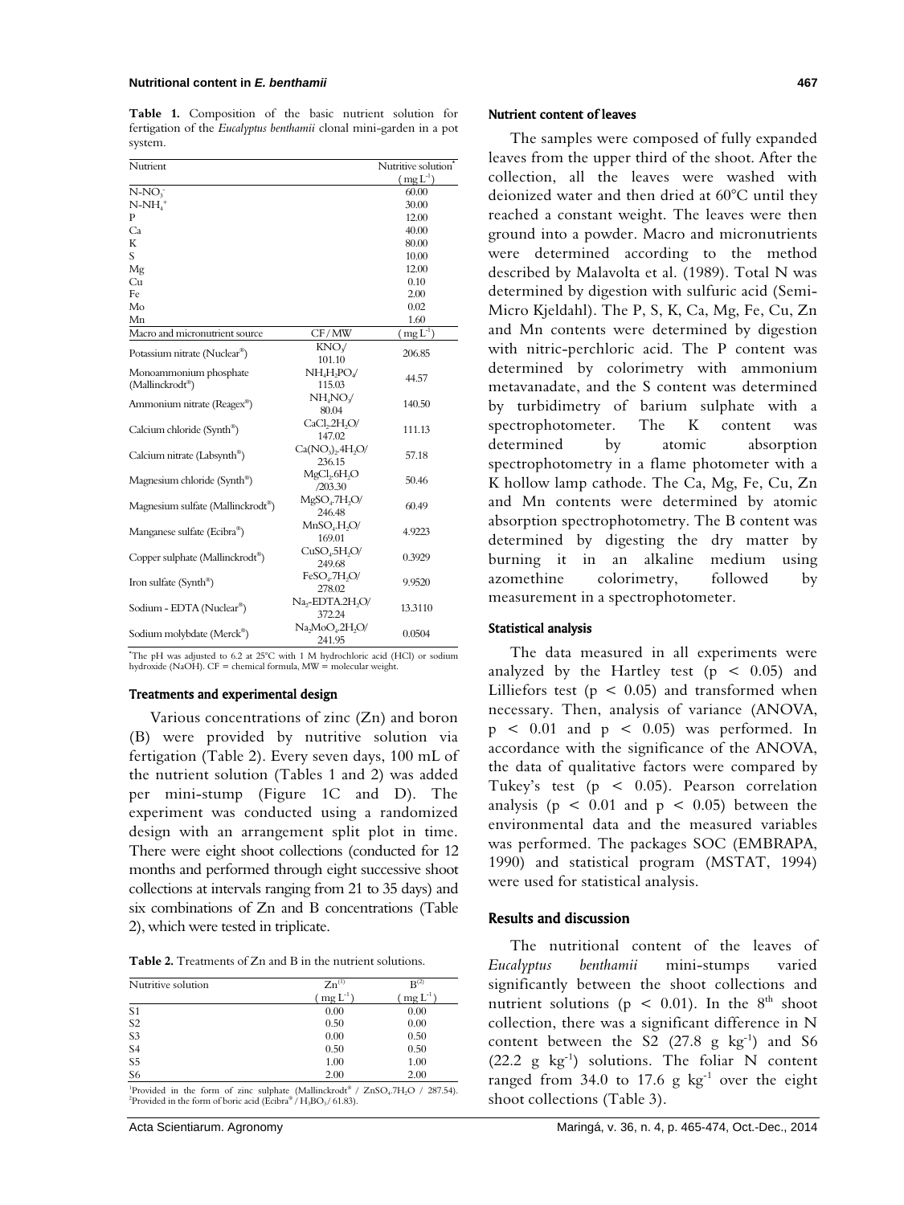**Table 1.** Composition of the basic nutrient solution for fertigation of the *Eucalyptus benthamii* clonal mini-garden in a pot system.

| Nutrient | | Nutritive solution* ( $mg\ L^{-1}$ ) |
|---|---|---|
| $N\text{-}NO_3^-$ | | 60.00 |
| $N\text{-}NH_4^+$ | | 30.00 |
| P | | 12.00 |
| Ca | | 40.00 |
| K | | 80.00 |
| S | | 10.00 |
| Mg | | 12.00 |
| Cu | | 0.10 |
| Fe | | 2.00 |
| Mo | | 0.02 |
| Mn | | 1.60 |
| Macro and micronutrient source | CF / MW | ( $mg\ L^{-1}$ ) |
| Potassium nitrate (Nuclear®) | $KNO_3$/ 101.10 | 206.85 |
| Monoammonium phosphate (Mallinckrodt®) | $NH_4H_2PO_4$/ 115.03 | 44.57 |
| Ammonium nitrate (Reagex®) | $NH_4NO_3$/ 80.04 | 140.50 |
| Calcium chloride (Synth®) | $CaCl_2.2H_2O$/ 147.02 | 111.13 |
| Calcium nitrate (Labsynth®) | $Ca(NO_3)_2.4H_2O$/ 236.15 | 57.18 |
| Magnesium chloride (Synth®) | $MgCl_2.6H_2O$ /203.30 | 50.46 |
| Magnesium sulfate (Mallinckrodt®) | $MgSO_4.7H_2O$/ 246.48 | 60.49 |
| Manganese sulfate (Ecibra®) | $MnSO_4.H_2O$/ 169.01 | 4.9223 |
| Copper sulphate (Mallinckrodt®) | $CuSO_4.5H_2O$/ 249.68 | 0.3929 |
| Iron sulfate (Synth®) | $FeSO_4.7H_2O$/ 278.02 | 9.9520 |
| Sodium - EDTA (Nuclear®) | $Na_2$-EDTA.$2H_2O$/ 372.24 | 13.3110 |
| Sodium molybdate (Merck®) | $Na_2MoO_4.2H_2O$/ 241.95 | 0.0504 |

*The pH was adjusted to 6.2 at 25°C with 1 M hydrochloric acid (HCl) or sodium hydroxide (NaOH). CF = chemical formula, MW = molecular weight.

### Treatments and experimental design

Various concentrations of zinc (Zn) and boron (B) were provided by nutritive solution via fertigation (Table 2). Every seven days, 100 mL of the nutrient solution (Tables 1 and 2) was added per mini-stump (Figure 1C and D). The experiment was conducted using a randomized design with an arrangement split plot in time. There were eight shoot collections (conducted for 12 months and performed through eight successive shoot collections at intervals ranging from 21 to 35 days) and six combinations of Zn and B concentrations (Table 2), which were tested in triplicate.

**Table 2.** Treatments of Zn and B in the nutrient solutions.

| Nutritive solution | $Zn^{(1)}$ ( $mg\ L^{-1}$ ) | $B^{(2)}$ ( $mg\ L^{-1}$ ) |
|---|---|---|
| S1 | 0.00 | 0.00 |
| S2 | 0.50 | 0.00 |
| S3 | 0.00 | 0.50 |
| S4 | 0.50 | 0.50 |
| S5 | 1.00 | 1.00 |
| S6 | 2.00 | 2.00 |

[1]Provided in the form of zinc sulphate (Mallinckrodt® / $ZnSO_4.7H_2O$ / 287.54). [2]Provided in the form of boric acid (Ecibra® / $H_3BO_3$/ 61.83).

### Nutrient content of leaves

The samples were composed of fully expanded leaves from the upper third of the shoot. After the collection, all the leaves were washed with deionized water and then dried at 60°C until they reached a constant weight. The leaves were then ground into a powder. Macro and micronutrients were determined according to the method described by Malavolta et al. (1989). Total N was determined by digestion with sulfuric acid (Semi-Micro Kjeldahl). The P, S, K, Ca, Mg, Fe, Cu, Zn and Mn contents were determined by digestion with nitric-perchloric acid. The P content was determined by colorimetry with ammonium metavanadate, and the S content was determined by turbidimetry of barium sulphate with a spectrophotometer. The K content was determined by atomic absorption spectrophotometry in a flame photometer with a K hollow lamp cathode. The Ca, Mg, Fe, Cu, Zn and Mn contents were determined by atomic absorption spectrophotometry. The B content was determined by digesting the dry matter by burning it in an alkaline medium using azomethine colorimetry, followed by measurement in a spectrophotometer.

### Statistical analysis

The data measured in all experiments were analyzed by the Hartley test ($p < 0.05$) and Lilliefors test ($p < 0.05$) and transformed when necessary. Then, analysis of variance (ANOVA, $p < 0.01$ and $p < 0.05$) was performed. In accordance with the significance of the ANOVA, the data of qualitative factors were compared by Tukey's test ($p < 0.05$). Pearson correlation analysis ($p < 0.01$ and $p < 0.05$) between the environmental data and the measured variables was performed. The packages SOC (EMBRAPA, 1990) and statistical program (MSTAT, 1994) were used for statistical analysis.

## Results and discussion

The nutritional content of the leaves of *Eucalyptus benthamii* mini-stumps varied significantly between the shoot collections and nutrient solutions ($p < 0.01$). In the 8th shoot collection, there was a significant difference in N content between the S2 (27.8 g $kg^{-1}$) and S6 (22.2 g $kg^{-1}$) solutions. The foliar N content ranged from 34.0 to 17.6 g $kg^{-1}$ over the eight shoot collections (Table 3).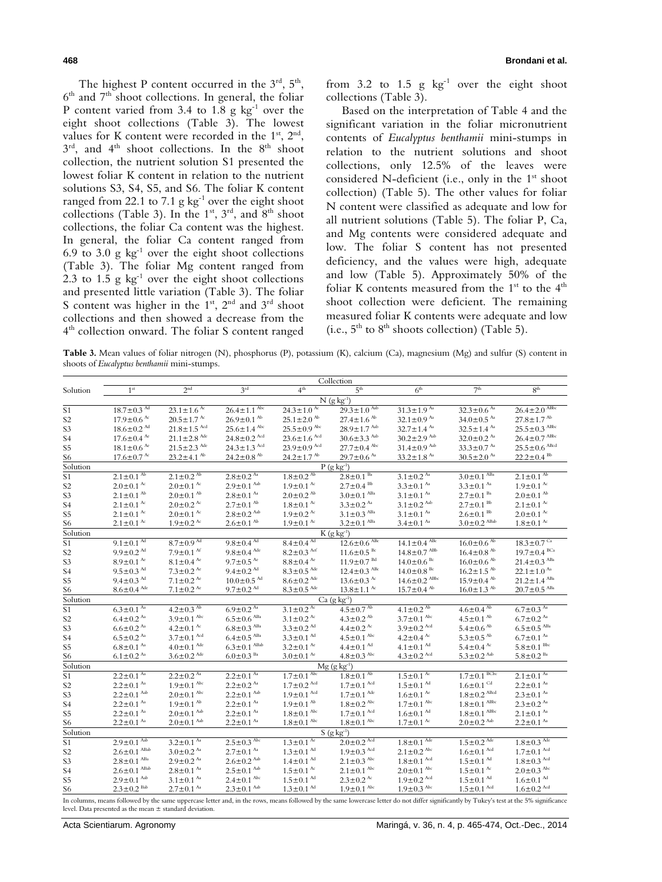The highest P content occurred in the 3rd, 5th, 6th and 7th shoot collections. In general, the foliar P content varied from 3.4 to 1.8 g kg$^{-1}$ over the eight shoot collections (Table 3). The lowest values for K content were recorded in the 1st, 2nd, 3rd, and 4th shoot collections. In the 8th shoot collection, the nutrient solution S1 presented the lowest foliar K content in relation to the nutrient solutions S3, S4, S5, and S6. The foliar K content ranged from 22.1 to 7.1 g kg$^{-1}$ over the eight shoot collections (Table 3). In the 1st, 3rd, and 8th shoot collections, the foliar Ca content was the highest. In general, the foliar Ca content ranged from 6.9 to 3.0 g kg$^{-1}$ over the eight shoot collections (Table 3). The foliar Mg content ranged from 2.3 to 1.5 g kg$^{-1}$ over the eight shoot collections and presented little variation (Table 3). The foliar S content was higher in the 1st, 2nd and 3rd shoot collections and then showed a decrease from the 4th collection onward. The foliar S content ranged from 3.2 to 1.5 g kg$^{-1}$ over the eight shoot collections (Table 3).

Based on the interpretation of Table 4 and the significant variation in the foliar micronutrient contents of *Eucalyptus benthamii* mini-stumps in relation to the nutrient solutions and shoot collections, only 12.5% of the leaves were considered N-deficient (i.e., only in the 1st shoot collection) (Table 5). The other values for foliar N content were classified as adequate and low for all nutrient solutions (Table 5). The foliar P, Ca, and Mg contents were considered adequate and low. The foliar S content has not presented deficiency, and the values were high, adequate and low (Table 5). Approximately 50% of the foliar K contents measured from the 1st to the 4th shoot collection were deficient. The remaining measured foliar K contents were adequate and low (i.e., 5th to 8th shoots collection) (Table 5).

**Table 3.** Mean values of foliar nitrogen (N), phosphorus (P), potassium (K), calcium (Ca), magnesium (Mg) and sulfur (S) content in shoots of *Eucalyptus benthamii* mini-stumps.

| Solution | Collection | | | | | | | |
|---|---|---|---|---|---|---|---|---|
| | 1st | 2nd | 3rd | 4th | 5th | 6th | 7th | 8th |
| | N (g kg$^{-1}$) | | | | | | | |
| S1 | 18.7±0.3 Ad | 23.1±1.6 Ac | 26.4±1.1 Abc | 24.3±1.0 Ac | 29.3±1.0 Aab | 31.3±1.9 Aa | 32.3±0.6 Aa | 26.4±2.0 ABbc |
| S2 | 17.9±0.6 Ac | 20.5±1.7 Ac | 26.9±0.1 Ab | 25.1±2.0 Ab | 27.4±1.6 Ab | 32.1±0.9 Aa | 34.0±0.5 Aa | 27.8±1.7 Ab |
| S3 | 18.6±0.2 Ad | 21.8±1.5 Acd | 25.6±1.4 Abc | 25.5±0.9 Abc | 28.9±1.7 Aab | 32.7±1.4 Aa | 32.5±1.4 Aa | 25.5±0.3 ABbc |
| S4 | 17.6±0.4 Ae | 21.1±2.8 Ade | 24.8±0.2 Acd | 23.6±1.6 Acd | 30.6±3.3 Aab | 30.2±2.9 Aab | 32.0±0.2 Aa | 26.4±0.7 ABbc |
| S5 | 18.1±0.6 Ae | 21.5±2.3 Ade | 24.3±1.3 Acd | 23.9±0.9 Acd | 27.7±0.4 Abc | 31.4±0.9 Aab | 33.3±0.7 Aa | 25.5±0.6 ABcd |
| S6 | 17.6±0.7 Ac | 23.2±4.1 Ab | 24.2±0.8 Ab | 24.2±1.7 Ab | 29.7±0.6 Aa | 33.2±1.8 Aa | 30.5±2.0 Aa | 22.2±0.4 Bb |
| Solution | P (g kg$^{-1}$) | | | | | | | |
| S1 | 2.1±0.1 Ab | 2.1±0.2 Ab | 2.8±0.2 Aa | 1.8±0.2 Ab | 2.8±0.1 Ba | 3.1±0.2 Aa | 3.0±0.1 ABa | 2.1±0.1 Ab |
| S2 | 2.0±0.1 Ac | 2.0±0.1 Ac | 2.9±0.1 Aab | 1.9±0.1 Ac | 2.7±0.4 Bb | 3.3±0.1 Aa | 3.3±0.1 Aa | 1.9±0.1 Ac |
| S3 | 2.1±0.1 Ab | 2.0±0.1 Ab | 2.8±0.1 Aa | 2.0±0.2 Ab | 3.0±0.1 ABa | 3.1±0.1 Aa | 2.7±0.1 Ba | 2.0±0.1 Ab |
| S4 | 2.1±0.1 Ac | 2.0±0.2 Ac | 2.7±0.1 Ab | 1.8±0.1 Ac | 3.3±0.2 Aa | 3.1±0.2 Aab | 2.7±0.1 Bb | 2.1±0.1 Ac |
| S5 | 2.1±0.1 Ac | 2.0±0.1 Ac | 2.8±0.2 Aab | 1.9±0.2 Ac | 3.1±0.3 ABa | 3.1±0.1 Aa | 2.6±0.1 Bb | 2.0±0.1 Ac |
| S6 | 2.1±0.1 Ac | 1.9±0.2 Ac | 2.6±0.1 Ab | 1.9±0.1 Ac | 3.2±0.1 ABa | 3.4±0.1 Aa | 3.0±0.2 ABab | 1.8±0.1 Ac |
| Solution | K (g kg$^{-1}$) | | | | | | | |
| S1 | 9.1±0.1 Ad | 8.7±0.9 Ad | 9.8±0.4 Ad | 8.4±0.4 Ad | 12.6±0.6 ABc | 14.1±0.4 ABc | 16.0±0.6 Ab | 18.3±0.7 Ca |
| S2 | 9.9±0.2 Ad | 7.9±0.1 Af | 9.8±0.4 Ade | 8.2±0.3 Aef | 11.6±0.5 Bc | 14.8±0.7 ABb | 16.4±0.8 Ab | 19.7±0.4 BCa |
| S3 | 8.9±0.1 Ae | 8.1±0.4 Ae | 9.7±0.5 Ae | 8.8±0.4 Ae | 11.9±0.7 Bd | 14.0±0.6 Bc | 16.0±0.6 Ab | 21.4±0.3 ABa |
| S4 | 9.5±0.3 Ad | 7.3±0.2 Ae | 9.4±0.2 Ad | 8.3±0.5 Ade | 12.4±0.3 ABc | 14.0±0.8 Bc | 16.2±1.5 Ab | 22.1±1.0 Aa |
| S5 | 9.4±0.3 Ad | 7.1±0.2 Ae | 10.0±0.5 Ad | 8.6±0.2 Ade | 13.6±0.3 Ac | 14.6±0.2 ABbc | 15.9±0.4 Ab | 21.2±1.4 ABa |
| S6 | 8.6±0.4 Ade | 7.1±0.2 Ae | 9.7±0.2 Ad | 8.3±0.5 Ade | 13.8±1.1 Ac | 15.7±0.4 Ab | 16.0±1.3 Ab | 20.7±0.5 ABa |
| Solution | Ca (g kg$^{-1}$) | | | | | | | |
| S1 | 6.3±0.1 Aa | 4.2±0.3 Ab | 6.9±0.2 Aa | 3.1±0.2 Ac | 4.5±0.7 Ab | 4.1±0.2 Ab | 4.6±0.4 Ab | 6.7±0.3 Aa |
| S2 | 6.4±0.2 Aa | 3.9±0.1 Abc | 6.5±0.6 ABa | 3.1±0.2 Ac | 4.3±0.2 Ab | 3.7±0.1 Abc | 4.5±0.1 Ab | 6.7±0.2 Aa |
| S3 | 6.6±0.2 Aa | 4.2±0.1 Ac | 6.8±0.3 ABa | 3.3±0.2 Ad | 4.4±0.2 Ac | 3.9±0.2 Acd | 5.4±0.6 Ab | 6.5±0.5 ABa |
| S4 | 6.5±0.2 Aa | 3.7±0.1 Acd | 6.4±0.5 ABa | 3.3±0.1 Ad | 4.5±0.1 Abc | 4.2±0.4 Ac | 5.3±0.5 Ab | 6.7±0.1 Aa |
| S5 | 6.8±0.1 Aa | 4.0±0.1 Ade | 6.3±0.1 ABab | 3.2±0.1 Ae | 4.4±0.1 Ad | 4.1±0.1 Ad | 5.4±0.4 Ac | 5.8±0.1 Bbc |
| S6 | 6.1±0.2 Aa | 3.6±0.2 Ade | 6.0±0.3 Ba | 3.0±0.1 Ae | 4.8±0.3 Abc | 4.3±0.2 Acd | 5.3±0.2 Aab | 5.8±0.2 Ba |
| Solution | Mg (g kg$^{-1}$) | | | | | | | |
| S1 | 2.2±0.1 Aa | 2.2±0.2 Aa | 2.2±0.1 Aa | 1.7±0.1 Abc | 1.8±0.1 Ab | 1.5±0.1 Ac | 1.7±0.1 BCbc | 2.1±0.1 Aa |
| S2 | 2.2±0.1 Aa | 1.9±0.1 Abc | 2.2±0.2 Aa | 1.7±0.2 Acd | 1.7±0.1 Acd | 1.5±0.1 Ad | 1.6±0.1 Cd | 2.2±0.1 Aa |
| S3 | 2.2±0.1 Aab | 2.0±0.1 Abc | 2.2±0.1 Aab | 1.9±0.1 Acd | 1.7±0.1 Ade | 1.6±0.1 Ae | 1.8±0.2 ABcd | 2.3±0.1 Aa |
| S4 | 2.2±0.1 Aa | 1.9±0.1 Ab | 2.2±0.1 Aa | 1.9±0.1 Ab | 1.8±0.2 Abc | 1.7±0.1 Abc | 1.8±0.1 ABbc | 2.3±0.2 Aa |
| S5 | 2.2±0.1 Aa | 2.0±0.1 Aab | 2.2±0.1 Aa | 1.8±0.1 Abc | 1.7±0.1 Acd | 1.6±0.1 Ad | 1.8±0.1 ABbc | 2.1±0.1 Aa |
| S6 | 2.2±0.1 Aa | 2.0±0.1 Aab | 2.2±0.1 Aa | 1.8±0.1 Abc | 1.8±0.1 Abc | 1.7±0.1 Ac | 2.0±0.2 Aab | 2.2±0.1 Aa |
| Solution | S (g kg$^{-1}$) | | | | | | | |
| S1 | 2.9±0.1 Aab | 3.2±0.1 Aa | 2.5±0.3 Abc | 1.3±0.1 Ae | 2.0±0.2 Acd | 1.8±0.1 Ade | 1.5±0.2 Ade | 1.8±0.3 Ade |
| S2 | 2.6±0.1 ABab | 3.0±0.2 Aa | 2.7±0.1 Aa | 1.3±0.1 Ad | 1.9±0.3 Acd | 2.1±0.2 Abc | 1.6±0.1 Acd | 1.7±0.1 Acd |
| S3 | 2.8±0.1 ABa | 2.9±0.2 Aa | 2.6±0.2 Aab | 1.4±0.1 Ad | 2.1±0.3 Abc | 1.8±0.1 Acd | 1.5±0.1 Ad | 1.8±0.3 Acd |
| S4 | 2.6±0.1 ABab | 2.8±0.1 Aa | 2.5±0.1 Aab | 1.5±0.1 Ac | 2.1±0.1 Abc | 2.0±0.1 Abc | 1.5±0.1 Ac | 2.0±0.3 Abc |
| S5 | 2.9±0.1 Aab | 3.1±0.1 Aa | 2.4±0.1 Abc | 1.5±0.1 Ad | 2.3±0.2 Ac | 1.9±0.2 Acd | 1.5±0.1 Ad | 1.6±0.1 Ad |
| S6 | 2.3±0.2 Bab | 2.7±0.1 Aa | 2.3±0.1 Aab | 1.3±0.1 Ad | 1.9±0.1 Abc | 1.9±0.3 Abc | 1.5±0.1 Acd | 1.6±0.2 Acd |

In columns, means followed by the same uppercase letter and, in the rows, means followed by the same lowercase letter do not differ significantly by Tukey's test at the 5% significance level. Data presented as the mean ± standard deviation.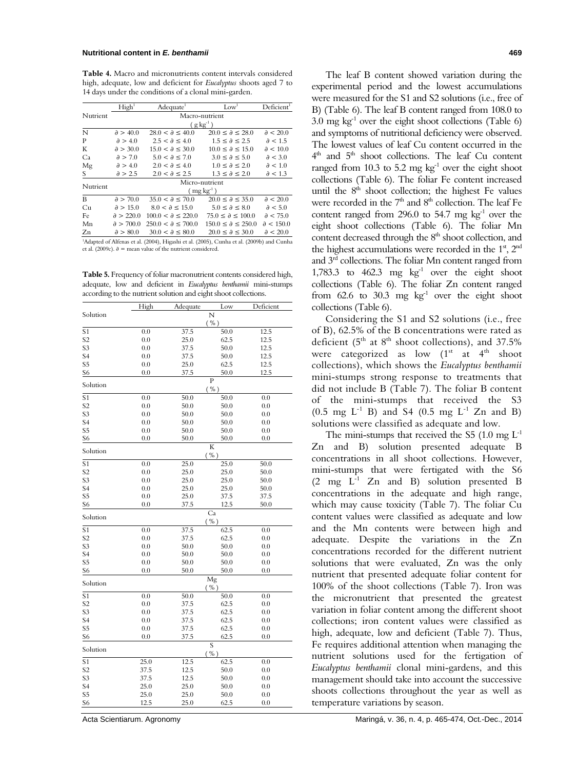**Table 4.** Macro and micronutrients content intervals considered high, adequate, low and deficient for *Eucalyptus* shoots aged 7 to 14 days under the conditions of a clonal mini-garden.

| Nutrient | High[1] | Adequate[1] | Low[1] | Deficient[1] |
|---|---|---|---|---|
| | Macro-nutrient ($g\ kg^{-1}$) | | | |
| N | $\partial > 40.0$ | $28.0 < \partial \leq 40.0$ | $20.0 \leq \partial \leq 28.0$ | $\partial < 20.0$ |
| P | $\partial > 4.0$ | $2.5 < \partial \leq 4.0$ | $1.5 \leq \partial \leq 2.5$ | $\partial < 1.5$ |
| K | $\partial > 30.0$ | $15.0 < \partial \leq 30.0$ | $10.0 \leq \partial \leq 15.0$ | $\partial < 10.0$ |
| Ca | $\partial > 7.0$ | $5.0 < \partial \leq 7.0$ | $3.0 \leq \partial \leq 5.0$ | $\partial < 3.0$ |
| Mg | $\partial > 4.0$ | $2.0 < \partial \leq 4.0$ | $1.0 \leq \partial \leq 2.0$ | $\partial < 1.0$ |
| S | $\partial > 2.5$ | $2.0 < \partial \leq 2.5$ | $1.3 \leq \partial \leq 2.0$ | $\partial < 1.3$ |
| Nutrient | Micro-nutrient ($mg\ kg^{-1}$) | | | |
| B | $\partial > 70.0$ | $35.0 < \partial \leq 70.0$ | $20.0 \leq \partial \leq 35.0$ | $\partial < 20.0$ |
| Cu | $\partial > 15.0$ | $8.0 < \partial \leq 15.0$ | $5.0 \leq \partial \leq 8.0$ | $\partial < 5.0$ |
| Fe | $\partial > 220.0$ | $100.0 < \partial \leq 220.0$ | $75.0 \leq \partial \leq 100.0$ | $\partial < 75.0$ |
| Mn | $\partial > 700.0$ | $250.0 < \partial \leq 700.0$ | $150.0 \leq \partial \leq 250.0$ | $\partial < 150.0$ |
| Zn | $\partial > 80.0$ | $30.0 < \partial \leq 80.0$ | $20.0 \leq \partial \leq 30.0$ | $\partial < 20.0$ |

[1]Adapted of Alfenas et al. (2004), Higashi et al. (2005), Cunha et al. (2009b) and Cunha et al. (2009c). $\partial$ = mean value of the nutrient considered.

**Table 5.** Frequency of foliar macronutrient contents considered high, adequate, low and deficient in *Eucalyptus benthamii* mini-stumps according to the nutrient solution and eight shoot collections.

| Solution | High | Adequate | Low | Deficient |
|---|---|---|---|---|
| | N (%) | | | |
| S1 | 0.0 | 37.5 | 50.0 | 12.5 |
| S2 | 0.0 | 25.0 | 62.5 | 12.5 |
| S3 | 0.0 | 37.5 | 50.0 | 12.5 |
| S4 | 0.0 | 37.5 | 50.0 | 12.5 |
| S5 | 0.0 | 25.0 | 62.5 | 12.5 |
| S6 | 0.0 | 37.5 | 50.0 | 12.5 |
| Solution | P (%) | | | |
| S1 | 0.0 | 50.0 | 50.0 | 0.0 |
| S2 | 0.0 | 50.0 | 50.0 | 0.0 |
| S3 | 0.0 | 50.0 | 50.0 | 0.0 |
| S4 | 0.0 | 50.0 | 50.0 | 0.0 |
| S5 | 0.0 | 50.0 | 50.0 | 0.0 |
| S6 | 0.0 | 50.0 | 50.0 | 0.0 |
| Solution | K (%) | | | |
| S1 | 0.0 | 25.0 | 25.0 | 50.0 |
| S2 | 0.0 | 25.0 | 25.0 | 50.0 |
| S3 | 0.0 | 25.0 | 25.0 | 50.0 |
| S4 | 0.0 | 25.0 | 25.0 | 50.0 |
| S5 | 0.0 | 25.0 | 37.5 | 37.5 |
| S6 | 0.0 | 37.5 | 12.5 | 50.0 |
| Solution | Ca (%) | | | |
| S1 | 0.0 | 37.5 | 62.5 | 0.0 |
| S2 | 0.0 | 37.5 | 62.5 | 0.0 |
| S3 | 0.0 | 50.0 | 50.0 | 0.0 |
| S4 | 0.0 | 50.0 | 50.0 | 0.0 |
| S5 | 0.0 | 50.0 | 50.0 | 0.0 |
| S6 | 0.0 | 50.0 | 50.0 | 0.0 |
| Solution | Mg (%) | | | |
| S1 | 0.0 | 50.0 | 50.0 | 0.0 |
| S2 | 0.0 | 37.5 | 62.5 | 0.0 |
| S3 | 0.0 | 37.5 | 62.5 | 0.0 |
| S4 | 0.0 | 37.5 | 62.5 | 0.0 |
| S5 | 0.0 | 37.5 | 62.5 | 0.0 |
| S6 | 0.0 | 37.5 | 62.5 | 0.0 |
| Solution | S (%) | | | |
| S1 | 25.0 | 12.5 | 62.5 | 0.0 |
| S2 | 37.5 | 12.5 | 50.0 | 0.0 |
| S3 | 37.5 | 12.5 | 50.0 | 0.0 |
| S4 | 25.0 | 25.0 | 50.0 | 0.0 |
| S5 | 25.0 | 25.0 | 50.0 | 0.0 |
| S6 | 12.5 | 25.0 | 62.5 | 0.0 |

The leaf B content showed variation during the experimental period and the lowest accumulations were measured for the S1 and S2 solutions (i.e., free of B) (Table 6). The leaf B content ranged from 108.0 to 3.0 mg $kg^{-1}$ over the eight shoot collections (Table 6) and symptoms of nutritional deficiency were observed. The lowest values of leaf Cu content occurred in the 4th and 5th shoot collections. The leaf Cu content ranged from 10.3 to 5.2 mg $kg^{-1}$ over the eight shoot collections (Table 6). The foliar Fe content increased until the 8th shoot collection; the highest Fe values were recorded in the 7th and 8th collection. The leaf Fe content ranged from 296.0 to 54.7 mg $kg^{-1}$ over the eight shoot collections (Table 6). The foliar Mn content decreased through the 8th shoot collection, and the highest accumulations were recorded in the 1st, 2nd and 3rd collections. The foliar Mn content ranged from 1,783.3 to 462.3 mg $kg^{-1}$ over the eight shoot collections (Table 6). The foliar Zn content ranged from 62.6 to 30.3 mg $kg^{-1}$ over the eight shoot collections (Table 6).

Considering the S1 and S2 solutions (i.e., free of B), 62.5% of the B concentrations were rated as deficient (5th at 8th shoot collections), and 37.5% were categorized as low (1st at 4th shoot collections), which shows the *Eucalyptus benthamii* mini-stumps strong response to treatments that did not include B (Table 7). The foliar B content of the mini-stumps that received the S3 (0.5 mg $L^{-1}$ B) and S4 (0.5 mg $L^{-1}$ Zn and B) solutions were classified as adequate and low.

The mini-stumps that received the S5 (1.0 mg $L^{-1}$ Zn and B) solution presented adequate B concentrations in all shoot collections. However, mini-stumps that were fertigated with the S6 (2 mg $L^{-1}$ Zn and B) solution presented B concentrations in the adequate and high range, which may cause toxicity (Table 7). The foliar Cu content values were classified as adequate and low and the Mn contents were between high and adequate. Despite the variations in the Zn concentrations recorded for the different nutrient solutions that were evaluated, Zn was the only nutrient that presented adequate foliar content for 100% of the shoot collections (Table 7). Iron was the micronutrient that presented the greatest variation in foliar content among the different shoot collections; iron content values were classified as high, adequate, low and deficient (Table 7). Thus, Fe requires additional attention when managing the nutrient solutions used for the fertigation of *Eucalyptus benthamii* clonal mini-gardens, and this management should take into account the successive shoots collections throughout the year as well as temperature variations by season.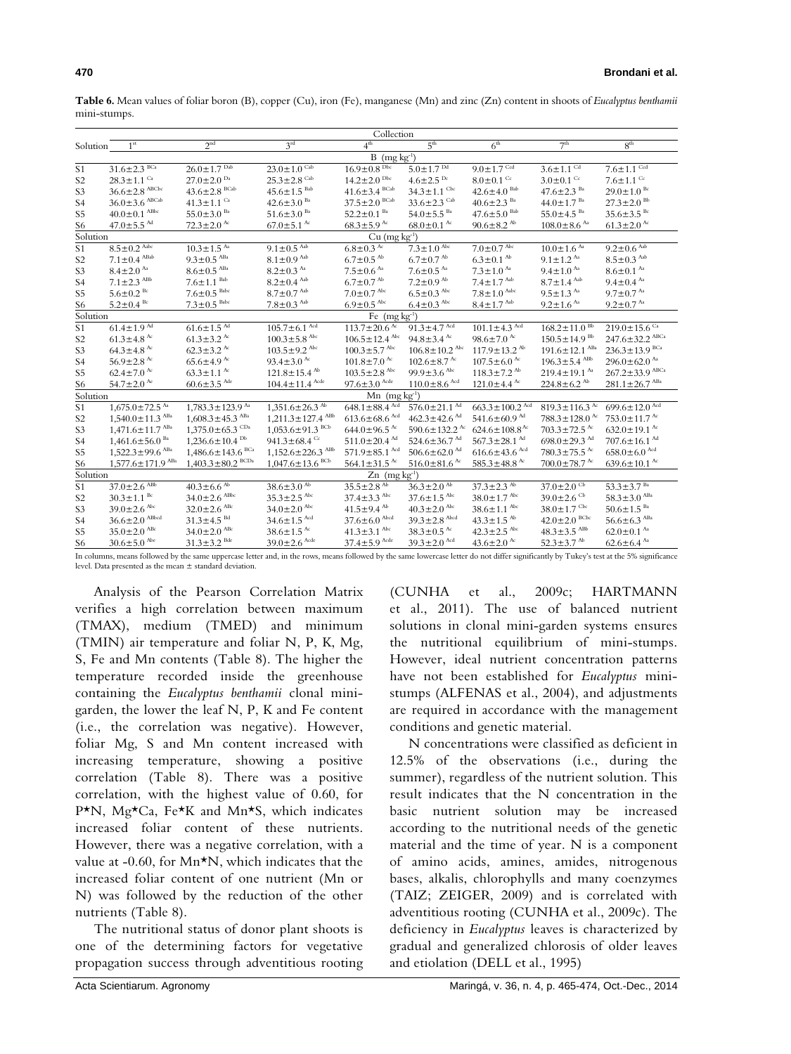**Table 6.** Mean values of foliar boron (B), copper (Cu), iron (Fe), manganese (Mn) and zinc (Zn) content in shoots of *Eucalyptus benthamii* mini-stumps.

| Solution | Collection | | | | | | | |
|---|---|---|---|---|---|---|---|---|
| | 1[st] | 2[nd] | 3[rd] | 4[th] | 5[th] | 6[th] | 7[th] | 8[th] |
| | B (mg kg⁻¹) | | | | | | | |
| S1 | 31.6±2.3 [BCa] | 26.0±1.7 [Dab] | 23.0±1.0 [Cab] | 16.9±0.8 [Dbc] | 5.0±1.7 [Dd] | 9.0±1.7 [Ccd] | 3.6±1.1 [Cd] | 7.6±1.1 [Ccd] |
| S2 | 28.3±1.1 [Ca] | 27.0±2.0 [Da] | 25.3±2.8 [Cab] | 14.2±2.0 [Dbc] | 4.6±2.5 [Dc] | 8.0±0.1 [Cc] | 3.0±0.1 [Cc] | 7.6±1.1 [Cc] |
| S3 | 36.6±2.8 [ABCbc] | 43.6±2.8 [BCab] | 45.6±1.5 [Bab] | 41.6±3.4 [BCab] | 34.3±1.1 [Cbc] | 42.6±4.0 [Bab] | 47.6±2.3 [Ba] | 29.0±1.0 [Bc] |
| S4 | 36.0±3.6 [ABCab] | 41.3±1.1 [Ca] | 42.6±3.0 [Ba] | 37.5±2.0 [BCab] | 33.6±2.3 [Cab] | 40.6±2.3 [Ba] | 44.0±1.7 [Ba] | 27.3±2.0 [Bb] |
| S5 | 40.0±0.1 [ABbc] | 55.0±3.0 [Ba] | 51.6±3.0 [Ba] | 52.2±0.1 [Ba] | 54.0±5.5 [Ba] | 47.6±5.0 [Bab] | 55.0±4.5 [Ba] | 35.6±3.5 [Bc] |
| S6 | 47.0±5.5 [Ad] | 72.3±2.0 [Ac] | 67.0±5.1 [Ac] | 68.3±5.9 [Ac] | 68.0±0.1 [Ac] | 90.6±8.2 [Ab] | 108.0±8.6 [Aa] | 61.3±2.0 [Ac] |
| Solution | Cu (mg kg⁻¹) | | | | | | | |
| S1 | 8.5±0.2 [Aabc] | 10.3±1.5 [Aa] | 9.1±0.5 [Aab] | 6.8±0.3 [Ac] | 7.3±1.0 [Abc] | 7.0±0.7 [Abc] | 10.0±1.6 [Aa] | 9.2±0.6 [Aab] |
| S2 | 7.1±0.4 [ABab] | 9.3±0.5 [ABa] | 8.1±0.9 [Aab] | 6.7±0.5 [Ab] | 6.7±0.7 [Ab] | 6.3±0.1 [Ab] | 9.1±1.2 [Aa] | 8.5±0.3 [Aab] |
| S3 | 8.4±0.2 [Aa] | 8.6±0.5 [ABa] | 8.2±0.3 [Aa] | 7.5±0.6 [Aa] | 7.6±0.5 [Aa] | 7.3±1.0 [Aa] | 9.4±1.0 [Aa] | 8.6±0.1 [Aa] |
| S4 | 7.1±2.3 [ABb] | 7.6±1.1 [Bab] | 8.2±0.4 [Aab] | 6.7±0.7 [Ab] | 7.2±0.9 [Ab] | 7.4±1.7 [Aab] | 8.7±1.4 [Aab] | 9.4±0.4 [Aa] |
| S5 | 5.6±0.2 [Bc] | 7.6±0.5 [Babc] | 8.7±0.7 [Aab] | 7.0±0.7 [Abc] | 6.5±0.3 [Abc] | 7.8±1.0 [Aabc] | 9.5±1.3 [Aa] | 9.7±0.7 [Aa] |
| S6 | 5.2±0.4 [Bc] | 7.3±0.5 [Babc] | 7.8±0.3 [Aab] | 6.9±0.5 [Abc] | 6.4±0.3 [Abc] | 8.4±1.7 [Aab] | 9.2±1.6 [Aa] | 9.2±0.7 [Aa] |
| Solution | Fe (mg kg⁻¹) | | | | | | | |
| S1 | 61.4±1.9 [Ad] | 61.6±1.5 [Ad] | 105.7±6.1 [Acd] | 113.7±20.6 [Ac] | 91.3±4.7 [Acd] | 101.1±4.3 [Acd] | 168.2±11.0 [Bb] | 219.0±15.6 [Ca] |
| S2 | 61.3±4.8 [Ac] | 61.3±3.2 [Ac] | 100.3±5.8 [Abc] | 106.5±12.4 [Abc] | 94.8±3.4 [Ac] | 98.6±7.0 [Ac] | 150.5±14.9 [Bb] | 247.6±32.2 [ABCa] |
| S3 | 64.3±4.8 [Ac] | 62.3±3.2 [Ac] | 103.5±9.2 [Abc] | 100.3±5.7 [Abc] | 106.8±10.2 [Abc] | 117.9±13.2 [Ab] | 191.6±12.1 [ABa] | 236.3±13.9 [BCa] |
| S4 | 56.9±2.8 [Ac] | 65.6±4.9 [Ac] | 93.4±3.0 [Ac] | 101.8±7.0 [Ac] | 102.6±8.7 [Ac] | 107.5±6.0 [Ac] | 196.3±5.4 [ABb] | 296.0±62.0 [Aa] |
| S5 | 62.4±7.0 [Ac] | 63.3±1.1 [Ac] | 121.8±15.4 [Ab] | 103.5±2.8 [Abc] | 99.9±3.6 [Abc] | 118.3±7.2 [Ab] | 219.4±19.1 [Aa] | 267.2±33.9 [ABCa] |
| S6 | 54.7±2.0 [Ae] | 60.6±3.5 [Ade] | 104.4±11.4 [Acde] | 97.6±3.0 [Acde] | 110.0±8.6 [Acd] | 121.0±4.4 [Ac] | 224.8±6.2 [Ab] | 281.1±26.7 [ABa] |
| Solution | Mn (mg kg⁻¹) | | | | | | | |
| S1 | 1,675.0±72.5 [Aa] | 1,783.3±123.9 [Aa] | 1,351.6±26.3 [Ab] | 648.1±88.4 [Acd] | 576.0±21.1 [Ad] | 663.3±100.2 [Acd] | 819.3±116.3 [Ac] | 699.6±12.0 [Acd] |
| S2 | 1,540.0±11.3 [ABa] | 1,608.3±45.3 [ABa] | 1,211.3±127.4 [ABb] | 613.6±68.6 [Acd] | 462.3±42.6 [Ad] | 541.6±60.9 [Ad] | 788.3±128.0 [Ac] | 753.0±11.7 [Ac] |
| S3 | 1,471.6±11.7 [ABa] | 1,375.0±65.3 [CDa] | 1,053.6±91.3 [BCb] | 644.0±96.5 [Ac] | 590.6±132.2 [Ac] | 624.6±108.8 [Ac] | 703.3±72.5 [Ac] | 632.0±19.1 [Ac] |
| S4 | 1,461.6±56.0 [Ba] | 1,236.6±10.4 [Db] | 941.3±68.4 [Cc] | 511.0±20.4 [Ad] | 524.6±36.7 [Ad] | 567.3±28.1 [Ad] | 698.0±29.3 [Ad] | 707.6±16.1 [Ad] |
| S5 | 1,522.3±99.6 [ABa] | 1,486.6±143.6 [BCa] | 1,152.6±226.3 [ABb] | 571.9±85.1 [Acd] | 506.6±62.0 [Ad] | 616.6±43.6 [Acd] | 780.3±75.5 [Ac] | 658.0±6.0 [Acd] |
| S6 | 1,577.6±171.9 [ABa] | 1,403.3±80.2 [BCDa] | 1,047.6±13.6 [BCb] | 564.1±31.5 [Ac] | 516.0±81.6 [Ac] | 585.3±48.8 [Ac] | 700.0±78.7 [Ac] | 639.6±10.1 [Ac] |
| Solution | Zn (mg kg⁻¹) | | | | | | | |
| S1 | 37.0±2.6 [ABb] | 40.3±6.6 [Ab] | 38.6±3.0 [Ab] | 35.5±2.8 [Ab] | 36.3±2.0 [Ab] | 37.3±2.3 [Ab] | 37.0±2.0 [Cb] | 53.3±3.7 [Ba] |
| S2 | 30.3±1.1 [Bc] | 34.0±2.6 [ABbc] | 35.3±2.5 [Abc] | 37.4±3.3 [Abc] | 37.6±1.5 [Abc] | 38.0±1.7 [Abc] | 39.0±2.6 [Cb] | 58.3±3.0 [ABa] |
| S3 | 39.0±2.6 [Abc] | 32.0±2.6 [ABc] | 34.0±2.0 [Abc] | 41.5±9.4 [Ab] | 40.3±2.0 [Abc] | 38.6±1.1 [Abc] | 38.0±1.7 [Cbc] | 50.6±1.5 [Ba] |
| S4 | 36.6±2.0 [ABbcd] | 31.3±4.5 [Bd] | 34.6±1.5 [Acd] | 37.6±6.0 [Abcd] | 39.3±2.8 [Abcd] | 43.3±1.5 [Ab] | 42.0±2.0 [BCbc] | 56.6±6.3 [ABa] |
| S5 | 35.0±2.0 [ABc] | 34.0±2.0 [ABc] | 38.6±1.5 [Ac] | 41.3±3.1 [Abc] | 38.3±0.5 [Abc] | 42.3±2.5 [Abc] | 48.3±3.5 [ABb] | 62.0±0.1 [Aa] |
| S6 | 30.6±5.0 [Abe] | 31.3±3.2 [Bde] | 39.0±2.6 [Acde] | 37.4±5.9 [Acde] | 39.3±2.0 [Acd] | 43.6±2.0 [Ac] | 52.3±3.7 [Ab] | 62.6±6.4 [Aa] |

In columns, means followed by the same uppercase letter and, in the rows, means followed by the same lowercase letter do not differ significantly by Tukey's test at the 5% significance level. Data presented as the mean ± standard deviation.

Analysis of the Pearson Correlation Matrix verifies a high correlation between maximum (TMAX), medium (TMED) and minimum (TMIN) air temperature and foliar N, P, K, Mg, S, Fe and Mn contents (Table 8). The higher the temperature recorded inside the greenhouse containing the *Eucalyptus benthamii* clonal mini-garden, the lower the leaf N, P, K and Fe content (i.e., the correlation was negative). However, foliar Mg, S and Mn content increased with increasing temperature, showing a positive correlation (Table 8). There was a positive correlation, with the highest value of 0.60, for P*N, Mg*Ca, Fe*K and Mn*S, which indicates increased foliar content of these nutrients. However, there was a negative correlation, with a value at -0.60, for Mn*N, which indicates that the increased foliar content of one nutrient (Mn or N) was followed by the reduction of the other nutrients (Table 8).

The nutritional status of donor plant shoots is one of the determining factors for vegetative propagation success through adventitious rooting (CUNHA et al., 2009c; HARTMANN et al., 2011). The use of balanced nutrient solutions in clonal mini-garden systems ensures the nutritional equilibrium of mini-stumps. However, ideal nutrient concentration patterns have not been established for *Eucalyptus* mini-stumps (ALFENAS et al., 2004), and adjustments are required in accordance with the management conditions and genetic material.

N concentrations were classified as deficient in 12.5% of the observations (i.e., during the summer), regardless of the nutrient solution. This result indicates that the N concentration in the basic nutrient solution may be increased according to the nutritional needs of the genetic material and the time of year. N is a component of amino acids, amines, amides, nitrogenous bases, alkalis, chlorophylls and many coenzymes (TAIZ; ZEIGER, 2009) and is correlated with adventitious rooting (CUNHA et al., 2009c). The deficiency in *Eucalyptus* leaves is characterized by gradual and generalized chlorosis of older leaves and etiolation (DELL et al., 1995)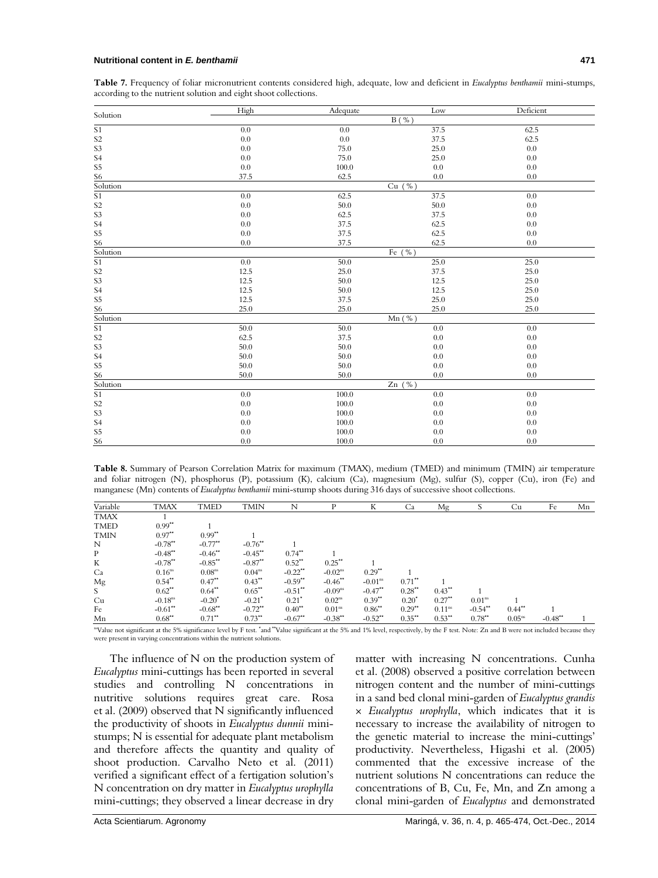**Table 7.** Frequency of foliar micronutrient contents considered high, adequate, low and deficient in *Eucalyptus benthamii* mini-stumps, according to the nutrient solution and eight shoot collections.

| Solution | High | Adequate | Low | Deficient |
|---|---|---|---|---|
| | | B ( % ) | | |
| S1 | 0.0 | 0.0 | 37.5 | 62.5 |
| S2 | 0.0 | 0.0 | 37.5 | 62.5 |
| S3 | 0.0 | 75.0 | 25.0 | 0.0 |
| S4 | 0.0 | 75.0 | 25.0 | 0.0 |
| S5 | 0.0 | 100.0 | 0.0 | 0.0 |
| S6 | 37.5 | 62.5 | 0.0 | 0.0 |
| Solution | | Cu ( % ) | | |
| S1 | 0.0 | 62.5 | 37.5 | 0.0 |
| S2 | 0.0 | 50.0 | 50.0 | 0.0 |
| S3 | 0.0 | 62.5 | 37.5 | 0.0 |
| S4 | 0.0 | 37.5 | 62.5 | 0.0 |
| S5 | 0.0 | 37.5 | 62.5 | 0.0 |
| S6 | 0.0 | 37.5 | 62.5 | 0.0 |
| Solution | | Fe ( % ) | | |
| S1 | 0.0 | 50.0 | 25.0 | 25.0 |
| S2 | 12.5 | 25.0 | 37.5 | 25.0 |
| S3 | 12.5 | 50.0 | 12.5 | 25.0 |
| S4 | 12.5 | 50.0 | 12.5 | 25.0 |
| S5 | 12.5 | 37.5 | 25.0 | 25.0 |
| S6 | 25.0 | 25.0 | 25.0 | 25.0 |
| Solution | | Mn ( % ) | | |
| S1 | 50.0 | 50.0 | 0.0 | 0.0 |
| S2 | 62.5 | 37.5 | 0.0 | 0.0 |
| S3 | 50.0 | 50.0 | 0.0 | 0.0 |
| S4 | 50.0 | 50.0 | 0.0 | 0.0 |
| S5 | 50.0 | 50.0 | 0.0 | 0.0 |
| S6 | 50.0 | 50.0 | 0.0 | 0.0 |
| Solution | | Zn ( % ) | | |
| S1 | 0.0 | 100.0 | 0.0 | 0.0 |
| S2 | 0.0 | 100.0 | 0.0 | 0.0 |
| S3 | 0.0 | 100.0 | 0.0 | 0.0 |
| S4 | 0.0 | 100.0 | 0.0 | 0.0 |
| S5 | 0.0 | 100.0 | 0.0 | 0.0 |
| S6 | 0.0 | 100.0 | 0.0 | 0.0 |

**Table 8.** Summary of Pearson Correlation Matrix for maximum (TMAX), medium (TMED) and minimum (TMIN) air temperature and foliar nitrogen (N), phosphorus (P), potassium (K), calcium (Ca), magnesium (Mg), sulfur (S), copper (Cu), iron (Fe) and manganese (Mn) contents of *Eucalyptus benthamii* mini-stump shoots during 316 days of successive shoot collections.

| Variable | TMAX | TMED | TMIN | N | P | K | Ca | Mg | S | Cu | Fe | Mn |
|---|---|---|---|---|---|---|---|---|---|---|---|---|
| TMAX | 1 | | | | | | | | | | | |
| TMED | 0.99** | 1 | | | | | | | | | | |
| TMIN | 0.97** | 0.99** | 1 | | | | | | | | | |
| N | -0.78** | -0.77** | -0.76** | 1 | | | | | | | | |
| P | -0.48** | -0.46** | -0.45** | 0.74** | 1 | | | | | | | |
| K | -0.78** | -0.85** | -0.87** | 0.52** | 0.25** | 1 | | | | | | |
| Ca | 0.16ns | 0.08ns | 0.04ns | -0.22** | -0.02ns | 0.29** | 1 | | | | | |
| Mg | 0.54** | 0.47** | 0.43** | -0.59** | -0.46** | -0.01ns | 0.71** | 1 | | | | |
| S | 0.62** | 0.64** | 0.65** | -0.51** | -0.09ns | -0.47** | 0.28** | 0.43** | 1 | | | |
| Cu | -0.18ns | -0.20* | -0.21* | 0.21* | 0.02ns | 0.39** | 0.20* | 0.27** | 0.01ns | 1 | | |
| Fe | -0.61** | -0.68** | -0.72** | 0.40** | 0.01ns | 0.86** | 0.29** | 0.11ns | -0.54** | 0.44** | 1 | |
| Mn | 0.68** | 0.71** | 0.73** | -0.67** | -0.38** | -0.52** | 0.35** | 0.53** | 0.78** | 0.05ns | -0.48** | 1 |

nsValue not significant at the 5% significance level by F test. *and **Value significant at the 5% and 1% level, respectively, by the F test. Note: Zn and B were not included because they were present in varying concentrations within the nutrient solutions.

The influence of N on the production system of *Eucalyptus* mini-cuttings has been reported in several studies and controlling N concentrations in nutritive solutions requires great care. Rosa et al. (2009) observed that N significantly influenced the productivity of shoots in *Eucalyptus dunnii* mini-stumps; N is essential for adequate plant metabolism and therefore affects the quantity and quality of shoot production. Carvalho Neto et al. (2011) verified a significant effect of a fertigation solution's N concentration on dry matter in *Eucalyptus urophylla* mini-cuttings; they observed a linear decrease in dry matter with increasing N concentrations. Cunha et al. (2008) observed a positive correlation between nitrogen content and the number of mini-cuttings in a sand bed clonal mini-garden of *Eucalyptus grandis* × *Eucalyptus urophylla*, which indicates that it is necessary to increase the availability of nitrogen to the genetic material to increase the mini-cuttings' productivity. Nevertheless, Higashi et al. (2005) commented that the excessive increase of the nutrient solutions N concentrations can reduce the concentrations of B, Cu, Fe, Mn, and Zn among a clonal mini-garden of *Eucalyptus* and demonstrated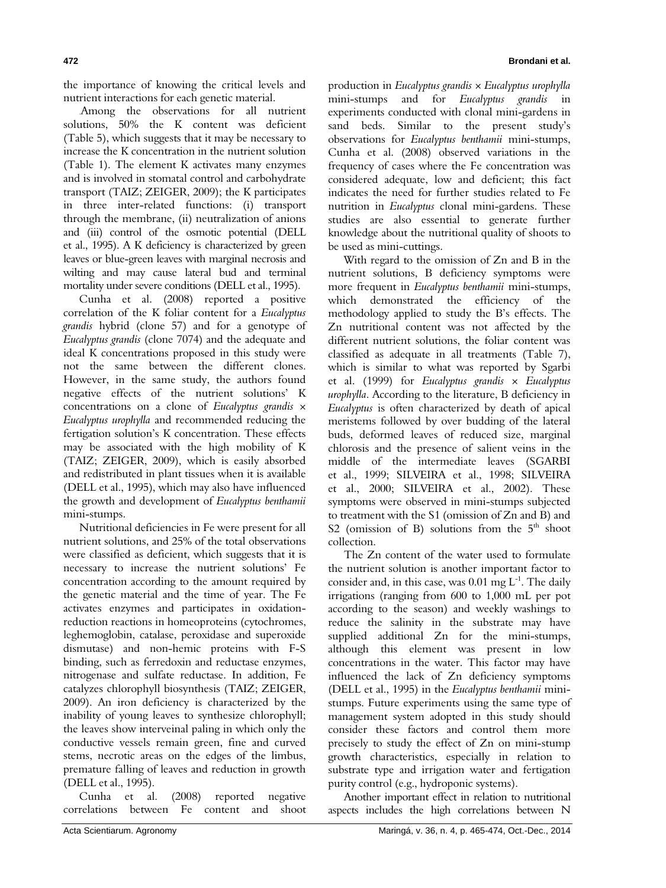the importance of knowing the critical levels and nutrient interactions for each genetic material.

Among the observations for all nutrient solutions, 50% the K content was deficient (Table 5), which suggests that it may be necessary to increase the K concentration in the nutrient solution (Table 1). The element K activates many enzymes and is involved in stomatal control and carbohydrate transport (TAIZ; ZEIGER, 2009); the K participates in three inter-related functions: (i) transport through the membrane, (ii) neutralization of anions and (iii) control of the osmotic potential (DELL et al., 1995). A K deficiency is characterized by green leaves or blue-green leaves with marginal necrosis and wilting and may cause lateral bud and terminal mortality under severe conditions (DELL et al., 1995).

Cunha et al. (2008) reported a positive correlation of the K foliar content for a *Eucalyptus grandis* hybrid (clone 57) and for a genotype of *Eucalyptus grandis* (clone 7074) and the adequate and ideal K concentrations proposed in this study were not the same between the different clones. However, in the same study, the authors found negative effects of the nutrient solutions' K concentrations on a clone of *Eucalyptus grandis* × *Eucalyptus urophylla* and recommended reducing the fertigation solution's K concentration. These effects may be associated with the high mobility of K (TAIZ; ZEIGER, 2009), which is easily absorbed and redistributed in plant tissues when it is available (DELL et al., 1995), which may also have influenced the growth and development of *Eucalyptus benthamii* mini-stumps.

Nutritional deficiencies in Fe were present for all nutrient solutions, and 25% of the total observations were classified as deficient, which suggests that it is necessary to increase the nutrient solutions' Fe concentration according to the amount required by the genetic material and the time of year. The Fe activates enzymes and participates in oxidation-reduction reactions in homeoproteins (cytochromes, leghemoglobin, catalase, peroxidase and superoxide dismutase) and non-hemic proteins with F-S binding, such as ferredoxin and reductase enzymes, nitrogenase and sulfate reductase. In addition, Fe catalyzes chlorophyll biosynthesis (TAIZ; ZEIGER, 2009). An iron deficiency is characterized by the inability of young leaves to synthesize chlorophyll; the leaves show interveinal paling in which only the conductive vessels remain green, fine and curved stems, necrotic areas on the edges of the limbus, premature falling of leaves and reduction in growth (DELL et al., 1995).

Cunha et al. (2008) reported negative correlations between Fe content and shoot production in *Eucalyptus grandis* × *Eucalyptus urophylla* mini-stumps and for *Eucalyptus grandis* in experiments conducted with clonal mini-gardens in sand beds. Similar to the present study's observations for *Eucalyptus benthamii* mini-stumps, Cunha et al. (2008) observed variations in the frequency of cases where the Fe concentration was considered adequate, low and deficient; this fact indicates the need for further studies related to Fe nutrition in *Eucalyptus* clonal mini-gardens. These studies are also essential to generate further knowledge about the nutritional quality of shoots to be used as mini-cuttings.

With regard to the omission of Zn and B in the nutrient solutions, B deficiency symptoms were more frequent in *Eucalyptus benthamii* mini-stumps, which demonstrated the efficiency of the methodology applied to study the B's effects. The Zn nutritional content was not affected by the different nutrient solutions, the foliar content was classified as adequate in all treatments (Table 7), which is similar to what was reported by Sgarbi et al. (1999) for *Eucalyptus grandis* × *Eucalyptus urophylla*. According to the literature, B deficiency in *Eucalyptus* is often characterized by death of apical meristems followed by over budding of the lateral buds, deformed leaves of reduced size, marginal chlorosis and the presence of salient veins in the middle of the intermediate leaves (SGARBI et al., 1999; SILVEIRA et al., 1998; SILVEIRA et al., 2000; SILVEIRA et al., 2002). These symptoms were observed in mini-stumps subjected to treatment with the S1 (omission of Zn and B) and S2 (omission of B) solutions from the 5th shoot collection.

The Zn content of the water used to formulate the nutrient solution is another important factor to consider and, in this case, was 0.01 mg $L^{-1}$. The daily irrigations (ranging from 600 to 1,000 mL per pot according to the season) and weekly washings to reduce the salinity in the substrate may have supplied additional Zn for the mini-stumps, although this element was present in low concentrations in the water. This factor may have influenced the lack of Zn deficiency symptoms (DELL et al., 1995) in the *Eucalyptus benthamii* mini-stumps. Future experiments using the same type of management system adopted in this study should consider these factors and control them more precisely to study the effect of Zn on mini-stump growth characteristics, especially in relation to substrate type and irrigation water and fertigation purity control (e.g., hydroponic systems).

Another important effect in relation to nutritional aspects includes the high correlations between N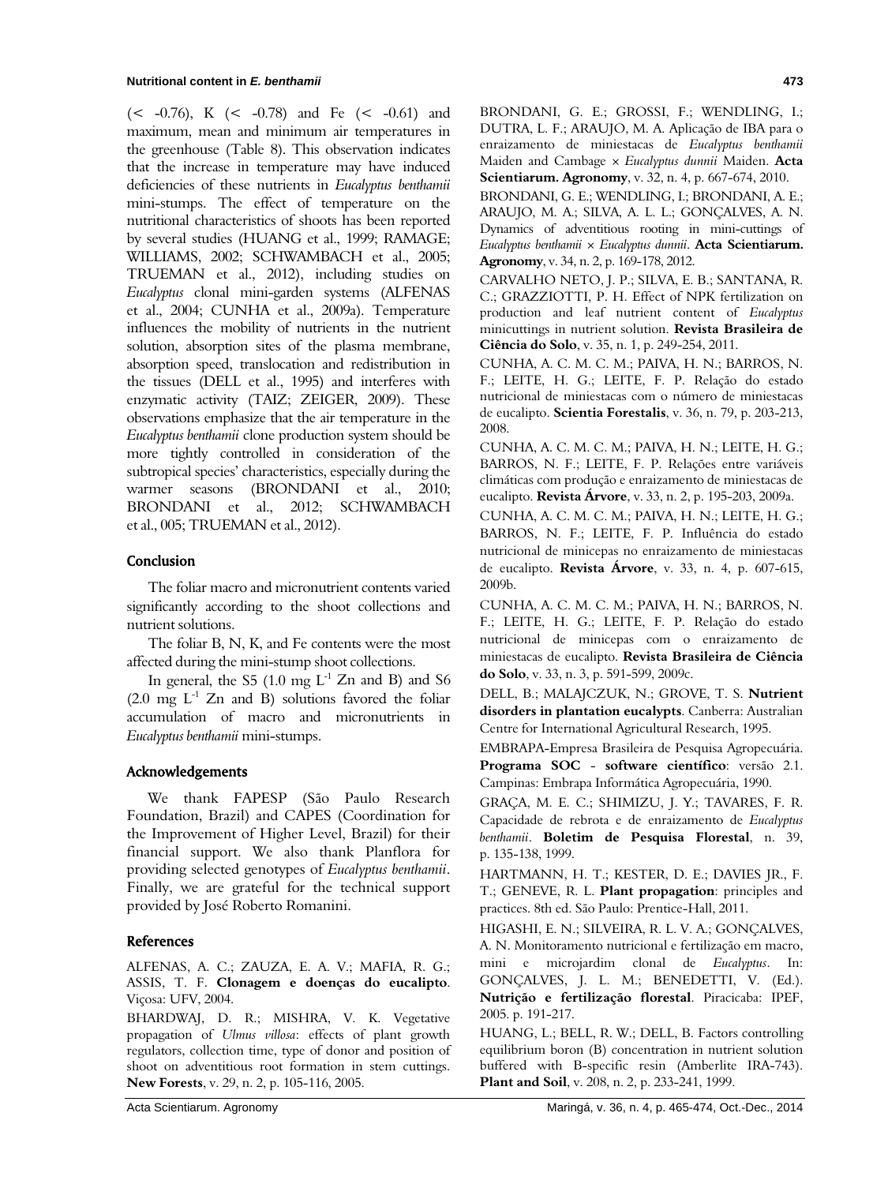(< -0.76), K (< -0.78) and Fe (< -0.61) and maximum, mean and minimum air temperatures in the greenhouse (Table 8). This observation indicates that the increase in temperature may have induced deficiencies of these nutrients in *Eucalyptus benthamii* mini-stumps. The effect of temperature on the nutritional characteristics of shoots has been reported by several studies (HUANG et al., 1999; RAMAGE; WILLIAMS, 2002; SCHWAMBACH et al., 2005; TRUEMAN et al., 2012), including studies on *Eucalyptus* clonal mini-garden systems (ALFENAS et al., 2004; CUNHA et al., 2009a). Temperature influences the mobility of nutrients in the nutrient solution, absorption sites of the plasma membrane, absorption speed, translocation and redistribution in the tissues (DELL et al., 1995) and interferes with enzymatic activity (TAIZ; ZEIGER, 2009). These observations emphasize that the air temperature in the *Eucalyptus benthamii* clone production system should be more tightly controlled in consideration of the subtropical species' characteristics, especially during the warmer seasons (BRONDANI et al., 2010; BRONDANI et al., 2012; SCHWAMBACH et al., 005; TRUEMAN et al., 2012).

## Conclusion

The foliar macro and micronutrient contents varied significantly according to the shoot collections and nutrient solutions.

The foliar B, N, K, and Fe contents were the most affected during the mini-stump shoot collections.

In general, the S5 (1.0 mg $L^{-1}$ Zn and B) and S6 (2.0 mg $L^{-1}$ Zn and B) solutions favored the foliar accumulation of macro and micronutrients in *Eucalyptus benthamii* mini-stumps.

## Acknowledgements

We thank FAPESP (São Paulo Research Foundation, Brazil) and CAPES (Coordination for the Improvement of Higher Level, Brazil) for their financial support. We also thank Planflora for providing selected genotypes of *Eucalyptus benthamii*. Finally, we are grateful for the technical support provided by José Roberto Romanini.

## References

ALFENAS, A. C.; ZAUZA, E. A. V.; MAFIA, R. G.; ASSIS, T. F. **Clonagem e doenças do eucalipto**. Viçosa: UFV, 2004.

BHARDWAJ, D. R.; MISHRA, V. K. Vegetative propagation of *Ulmus villosa*: effects of plant growth regulators, collection time, type of donor and position of shoot on adventitious root formation in stem cuttings. **New Forests**, v. 29, n. 2, p. 105-116, 2005.

BRONDANI, G. E.; GROSSI, F.; WENDLING, I.; DUTRA, L. F.; ARAUJO, M. A. Aplicação de IBA para o enraizamento de miniestacas de *Eucalyptus benthamii* Maiden and Cambage × *Eucalyptus dunnii* Maiden. **Acta Scientiarum. Agronomy**, v. 32, n. 4, p. 667-674, 2010.

BRONDANI, G. E.; WENDLING, I.; BRONDANI, A. E.; ARAUJO, M. A.; SILVA, A. L. L.; GONÇALVES, A. N. Dynamics of adventitious rooting in mini-cuttings of *Eucalyptus benthamii* × *Eucalyptus dunnii*. **Acta Scientiarum. Agronomy**, v. 34, n. 2, p. 169-178, 2012.

CARVALHO NETO, J. P.; SILVA, E. B.; SANTANA, R. C.; GRAZZIOTTI, P. H. Effect of NPK fertilization on production and leaf nutrient content of *Eucalyptus* minicuttings in nutrient solution. **Revista Brasileira de Ciência do Solo**, v. 35, n. 1, p. 249-254, 2011.

CUNHA, A. C. M. C. M.; PAIVA, H. N.; BARROS, N. F.; LEITE, H. G.; LEITE, F. P. Relação do estado nutricional de miniestacas com o número de miniestacas de eucalipto. **Scientia Forestalis**, v. 36, n. 79, p. 203-213, 2008.

CUNHA, A. C. M. C. M.; PAIVA, H. N.; LEITE, H. G.; BARROS, N. F.; LEITE, F. P. Relações entre variáveis climáticas com produção e enraizamento de miniestacas de eucalipto. **Revista Árvore**, v. 33, n. 2, p. 195-203, 2009a.

CUNHA, A. C. M. C. M.; PAIVA, H. N.; LEITE, H. G.; BARROS, N. F.; LEITE, F. P. Influência do estado nutricional de minicepas no enraizamento de miniestacas de eucalipto. **Revista Árvore**, v. 33, n. 4, p. 607-615, 2009b.

CUNHA, A. C. M. C. M.; PAIVA, H. N.; BARROS, N. F.; LEITE, H. G.; LEITE, F. P. Relação do estado nutricional de minicepas com o enraizamento de miniestacas de eucalipto. **Revista Brasileira de Ciência do Solo**, v. 33, n. 3, p. 591-599, 2009c.

DELL, B.; MALAJCZUK, N.; GROVE, T. S. **Nutrient disorders in plantation eucalypts**. Canberra: Australian Centre for International Agricultural Research, 1995.

EMBRAPA-Empresa Brasileira de Pesquisa Agropecuária. **Programa SOC - software científico**: versão 2.1. Campinas: Embrapa Informática Agropecuária, 1990.

GRAÇA, M. E. C.; SHIMIZU, J. Y.; TAVARES, F. R. Capacidade de rebrota e de enraizamento de *Eucalyptus benthamii*. **Boletim de Pesquisa Florestal**, n. 39, p. 135-138, 1999.

HARTMANN, H. T.; KESTER, D. E.; DAVIES JR., F. T.; GENEVE, R. L. **Plant propagation**: principles and practices. 8th ed. São Paulo: Prentice-Hall, 2011.

HIGASHI, E. N.; SILVEIRA, R. L. V. A.; GONÇALVES, A. N. Monitoramento nutricional e fertilização em macro, mini e microjardim clonal de *Eucalyptus*. In: GONÇALVES, J. L. M.; BENEDETTI, V. (Ed.). **Nutrição e fertilização florestal**. Piracicaba: IPEF, 2005. p. 191-217.

HUANG, L.; BELL, R. W.; DELL, B. Factors controlling equilibrium boron (B) concentration in nutrient solution buffered with B-specific resin (Amberlite IRA-743). **Plant and Soil**, v. 208, n. 2, p. 233-241, 1999.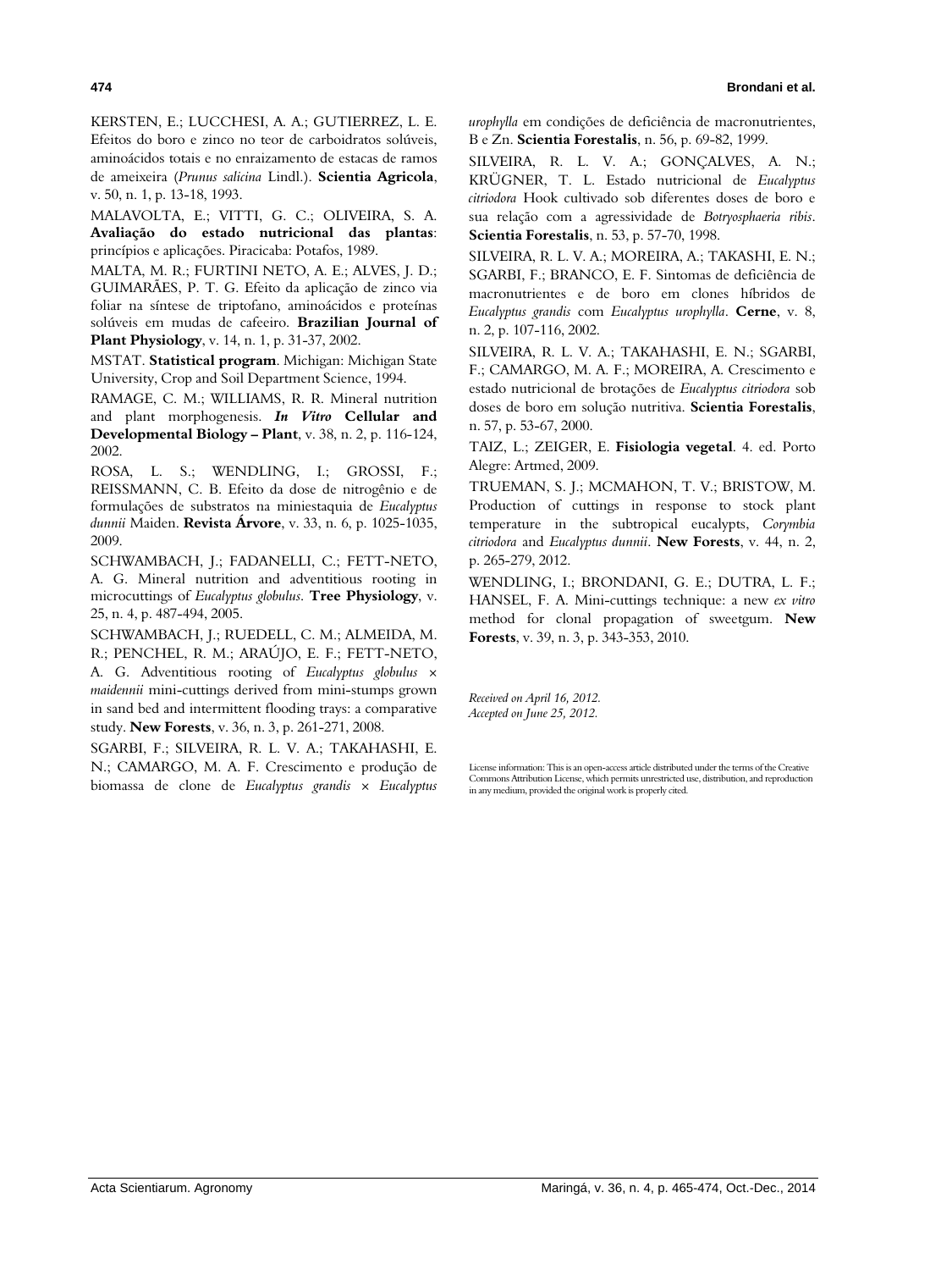KERSTEN, E.; LUCCHESI, A. A.; GUTIERREZ, L. E. Efeitos do boro e zinco no teor de carboidratos solúveis, aminoácidos totais e no enraizamento de estacas de ramos de ameixeira (*Prunus salicina* Lindl.). **Scientia Agricola**, v. 50, n. 1, p. 13-18, 1993.

MALAVOLTA, E.; VITTI, G. C.; OLIVEIRA, S. A. **Avaliação do estado nutricional das plantas**: princípios e aplicações. Piracicaba: Potafos, 1989.

MALTA, M. R.; FURTINI NETO, A. E.; ALVES, J. D.; GUIMARÃES, P. T. G. Efeito da aplicação de zinco via foliar na síntese de triptofano, aminoácidos e proteínas solúveis em mudas de cafeeiro. **Brazilian Journal of Plant Physiology**, v. 14, n. 1, p. 31-37, 2002.

MSTAT. **Statistical program**. Michigan: Michigan State University, Crop and Soil Department Science, 1994.

RAMAGE, C. M.; WILLIAMS, R. R. Mineral nutrition and plant morphogenesis. ***In Vitro* Cellular and Developmental Biology – Plant**, v. 38, n. 2, p. 116-124, 2002.

ROSA, L. S.; WENDLING, I.; GROSSI, F.; REISSMANN, C. B. Efeito da dose de nitrogênio e de formulações de substratos na miniestaquia de *Eucalyptus dunnii* Maiden. **Revista Árvore**, v. 33, n. 6, p. 1025-1035, 2009.

SCHWAMBACH, J.; FADANELLI, C.; FETT-NETO, A. G. Mineral nutrition and adventitious rooting in microcuttings of *Eucalyptus globulus*. **Tree Physiology**, v. 25, n. 4, p. 487-494, 2005.

SCHWAMBACH, J.; RUEDELL, C. M.; ALMEIDA, M. R.; PENCHEL, R. M.; ARAÚJO, E. F.; FETT-NETO, A. G. Adventitious rooting of *Eucalyptus globulus* × *maidennii* mini-cuttings derived from mini-stumps grown in sand bed and intermittent flooding trays: a comparative study. **New Forests**, v. 36, n. 3, p. 261-271, 2008.

SGARBI, F.; SILVEIRA, R. L. V. A.; TAKAHASHI, E. N.; CAMARGO, M. A. F. Crescimento e produção de biomassa de clone de *Eucalyptus grandis* × *Eucalyptus urophylla* em condições de deficiência de macronutrientes, B e Zn. **Scientia Forestalis**, n. 56, p. 69-82, 1999.

SILVEIRA, R. L. V. A.; GONÇALVES, A. N.; KRÜGNER, T. L. Estado nutricional de *Eucalyptus citriodora* Hook cultivado sob diferentes doses de boro e sua relação com a agressividade de *Botryosphaeria ribis*. **Scientia Forestalis**, n. 53, p. 57-70, 1998.

SILVEIRA, R. L. V. A.; MOREIRA, A.; TAKASHI, E. N.; SGARBI, F.; BRANCO, E. F. Sintomas de deficiência de macronutrientes e de boro em clones híbridos de *Eucalyptus grandis* com *Eucalyptus urophylla*. **Cerne**, v. 8, n. 2, p. 107-116, 2002.

SILVEIRA, R. L. V. A.; TAKAHASHI, E. N.; SGARBI, F.; CAMARGO, M. A. F.; MOREIRA, A. Crescimento e estado nutricional de brotações de *Eucalyptus citriodora* sob doses de boro em solução nutritiva. **Scientia Forestalis**, n. 57, p. 53-67, 2000.

TAIZ, L.; ZEIGER, E. **Fisiologia vegetal**. 4. ed. Porto Alegre: Artmed, 2009.

TRUEMAN, S. J.; MCMAHON, T. V.; BRISTOW, M. Production of cuttings in response to stock plant temperature in the subtropical eucalypts, *Corymbia citriodora* and *Eucalyptus dunnii*. **New Forests**, v. 44, n. 2, p. 265-279, 2012.

WENDLING, I.; BRONDANI, G. E.; DUTRA, L. F.; HANSEL, F. A. Mini-cuttings technique: a new *ex vitro* method for clonal propagation of sweetgum. **New Forests**, v. 39, n. 3, p. 343-353, 2010.

*Received on April 16, 2012.*
*Accepted on June 25, 2012.*

License information: This is an open-access article distributed under the terms of the Creative Commons Attribution License, which permits unrestricted use, distribution, and reproduction in any medium, provided the original work is properly cited.